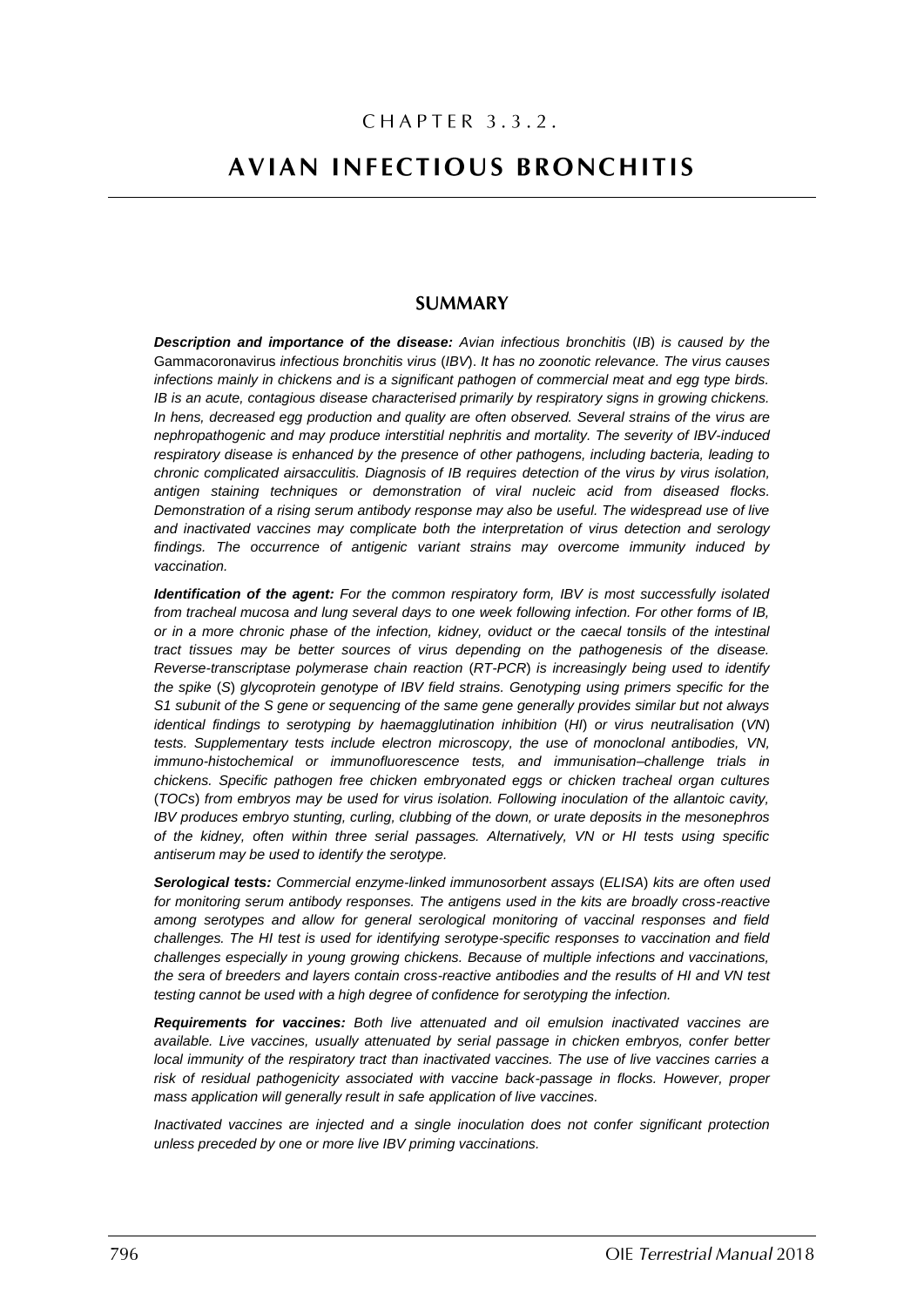CHAPTER 3.3.2.

# AVIAN INFECTIOUS BRONCHITIS

## SUMMARY

***Description and importance of the disease:*** *Avian infectious bronchitis (IB) is caused by the* Gammacoronavirus *infectious bronchitis virus (IBV). It has no zoonotic relevance. The virus causes infections mainly in chickens and is a significant pathogen of commercial meat and egg type birds. IB is an acute, contagious disease characterised primarily by respiratory signs in growing chickens. In hens, decreased egg production and quality are often observed. Several strains of the virus are nephropathogenic and may produce interstitial nephritis and mortality. The severity of IBV-induced respiratory disease is enhanced by the presence of other pathogens, including bacteria, leading to chronic complicated airsacculitis. Diagnosis of IB requires detection of the virus by virus isolation, antigen staining techniques or demonstration of viral nucleic acid from diseased flocks. Demonstration of a rising serum antibody response may also be useful. The widespread use of live and inactivated vaccines may complicate both the interpretation of virus detection and serology findings. The occurrence of antigenic variant strains may overcome immunity induced by vaccination.*

***Identification of the agent:*** *For the common respiratory form, IBV is most successfully isolated from tracheal mucosa and lung several days to one week following infection. For other forms of IB, or in a more chronic phase of the infection, kidney, oviduct or the caecal tonsils of the intestinal tract tissues may be better sources of virus depending on the pathogenesis of the disease. Reverse-transcriptase polymerase chain reaction (RT-PCR) is increasingly being used to identify the spike (S) glycoprotein genotype of IBV field strains. Genotyping using primers specific for the S1 subunit of the S gene or sequencing of the same gene generally provides similar but not always identical findings to serotyping by haemagglutination inhibition (HI) or virus neutralisation (VN) tests. Supplementary tests include electron microscopy, the use of monoclonal antibodies, VN, immuno-histochemical or immunofluorescence tests, and immunisation–challenge trials in chickens. Specific pathogen free chicken embryonated eggs or chicken tracheal organ cultures (TOCs) from embryos may be used for virus isolation. Following inoculation of the allantoic cavity, IBV produces embryo stunting, curling, clubbing of the down, or urate deposits in the mesonephros of the kidney, often within three serial passages. Alternatively, VN or HI tests using specific antiserum may be used to identify the serotype.*

***Serological tests:*** *Commercial enzyme-linked immunosorbent assays (ELISA) kits are often used for monitoring serum antibody responses. The antigens used in the kits are broadly cross-reactive among serotypes and allow for general serological monitoring of vaccinal responses and field challenges. The HI test is used for identifying serotype-specific responses to vaccination and field challenges especially in young growing chickens. Because of multiple infections and vaccinations, the sera of breeders and layers contain cross-reactive antibodies and the results of HI and VN test testing cannot be used with a high degree of confidence for serotyping the infection.*

***Requirements for vaccines:*** *Both live attenuated and oil emulsion inactivated vaccines are available. Live vaccines, usually attenuated by serial passage in chicken embryos, confer better local immunity of the respiratory tract than inactivated vaccines. The use of live vaccines carries a risk of residual pathogenicity associated with vaccine back-passage in flocks. However, proper mass application will generally result in safe application of live vaccines.*

*Inactivated vaccines are injected and a single inoculation does not confer significant protection unless preceded by one or more live IBV priming vaccinations.*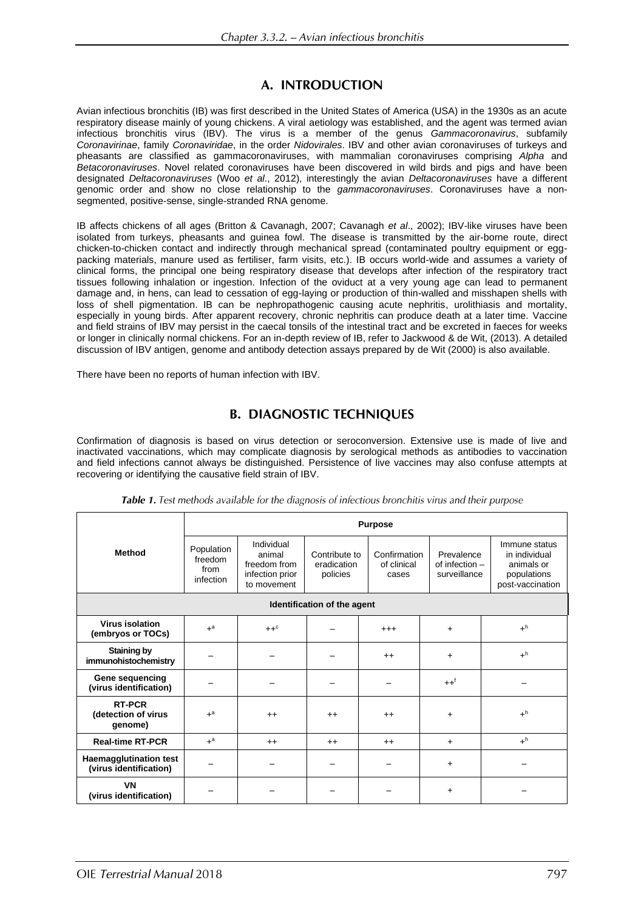## A. INTRODUCTION

Avian infectious bronchitis (IB) was first described in the United States of America (USA) in the 1930s as an acute respiratory disease mainly of young chickens. A viral aetiology was established, and the agent was termed avian infectious bronchitis virus (IBV). The virus is a member of the genus *Gammacoronavirus*, subfamily *Coronavirinae*, family *Coronaviridae*, in the order *Nidovirales*. IBV and other avian coronaviruses of turkeys and pheasants are classified as gammacoronaviruses, with mammalian coronaviruses comprising *Alpha* and *Betacoronaviruses*. Novel related coronaviruses have been discovered in wild birds and pigs and have been designated *Deltacoronaviruses* (Woo *et al*., 2012), interestingly the avian *Deltacoronaviruses* have a different genomic order and show no close relationship to the *gammacoronaviruses*. Coronaviruses have a non-segmented, positive-sense, single-stranded RNA genome.

IB affects chickens of all ages (Britton & Cavanagh, 2007; Cavanagh *et al*., 2002); IBV-like viruses have been isolated from turkeys, pheasants and guinea fowl. The disease is transmitted by the air-borne route, direct chicken-to-chicken contact and indirectly through mechanical spread (contaminated poultry equipment or egg-packing materials, manure used as fertiliser, farm visits, etc.). IB occurs world-wide and assumes a variety of clinical forms, the principal one being respiratory disease that develops after infection of the respiratory tract tissues following inhalation or ingestion. Infection of the oviduct at a very young age can lead to permanent damage and, in hens, can lead to cessation of egg-laying or production of thin-walled and misshapen shells with loss of shell pigmentation. IB can be nephropathogenic causing acute nephritis, urolithiasis and mortality, especially in young birds. After apparent recovery, chronic nephritis can produce death at a later time. Vaccine and field strains of IBV may persist in the caecal tonsils of the intestinal tract and be excreted in faeces for weeks or longer in clinically normal chickens. For an in-depth review of IB, refer to Jackwood & de Wit, (2013). A detailed discussion of IBV antigen, genome and antibody detection assays prepared by de Wit (2000) is also available.

There have been no reports of human infection with IBV.

## B. DIAGNOSTIC TECHNIQUES

Confirmation of diagnosis is based on virus detection or seroconversion. Extensive use is made of live and inactivated vaccinations, which may complicate diagnosis by serological methods as antibodies to vaccination and field infections cannot always be distinguished. Persistence of live vaccines may also confuse attempts at recovering or identifying the causative field strain of IBV.

***Table 1.*** *Test methods available for the diagnosis of infectious bronchitis virus and their purpose*

| Method | Purpose | | | | | |
|---|---|---|---|---|---|---|
| | Population freedom from infection | Individual animal freedom from infection prior to movement | Contribute to eradication policies | Confirmation of clinical cases | Prevalence of infection – surveillance | Immune status in individual animals or populations post-vaccination |
| **Identification of the agent** | | | | | | |
| **Virus isolation (embryos or TOCs)** | +[a] | ++[c] | – | +++ | + | +[h] |
| **Staining by immunohistochemistry** | – | – | – | ++ | + | +[h] |
| **Gene sequencing (virus identification)** | – | – | – | – | ++[f] | – |
| **RT-PCR (detection of virus genome)** | +[a] | ++ | ++ | ++ | + | +[h] |
| **Real-time RT-PCR** | +[a] | ++ | ++ | ++ | + | +[h] |
| **Haemagglutination test (virus identification)** | – | – | – | – | + | – |
| **VN (virus identification)** | – | – | – | – | + | – |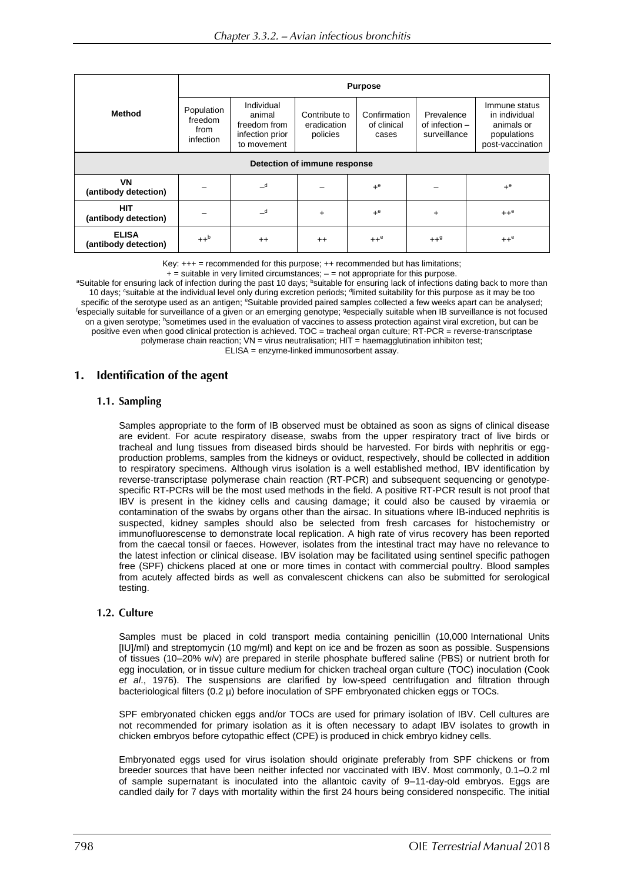| Method | Purpose | | | | | |
|---|---|---|---|---|---|---|
| | Population freedom from infection | Individual animal freedom from infection prior to movement | Contribute to eradication policies | Confirmation of clinical cases | Prevalence of infection – surveillance | Immune status in individual animals or populations post-vaccination |
| **Detection of immune response** | | | | | | |
| **VN (antibody detection)** | – | –[d] | – | +[e] | – | +[e] |
| **HIT (antibody detection)** | – | –[d] | + | +[e] | + | ++[e] |
| **ELISA (antibody detection)** | ++[b] | ++ | ++ | ++[e] | ++[g] | ++[e] |

Key: +++ = recommended for this purpose; ++ recommended but has limitations;
+ = suitable in very limited circumstances; – = not appropriate for this purpose.
[a]Suitable for ensuring lack of infection during the past 10 days; [b]suitable for ensuring lack of infections dating back to more than 10 days; [c]suitable at the individual level only during excretion periods; [d]limited suitability for this purpose as it may be too specific of the serotype used as an antigen; [e]Suitable provided paired samples collected a few weeks apart can be analysed; [f]especially suitable for surveillance of a given or an emerging genotype; [g]especially suitable when IB surveillance is not focused on a given serotype; [h]sometimes used in the evaluation of vaccines to assess protection against viral excretion, but can be positive even when good clinical protection is achieved. TOC = tracheal organ culture; RT-PCR = reverse-transcriptase polymerase chain reaction; VN = virus neutralisation; HIT = haemagglutination inhibiton test; ELISA = enzyme-linked immunosorbent assay.

## 1. Identification of the agent

### 1.1. Sampling

Samples appropriate to the form of IB observed must be obtained as soon as signs of clinical disease are evident. For acute respiratory disease, swabs from the upper respiratory tract of live birds or tracheal and lung tissues from diseased birds should be harvested. For birds with nephritis or egg-production problems, samples from the kidneys or oviduct, respectively, should be collected in addition to respiratory specimens. Although virus isolation is a well established method, IBV identification by reverse-transcriptase polymerase chain reaction (RT-PCR) and subsequent sequencing or genotype-specific RT-PCRs will be the most used methods in the field. A positive RT-PCR result is not proof that IBV is present in the kidney cells and causing damage; it could also be caused by viraemia or contamination of the swabs by organs other than the airsac. In situations where IB-induced nephritis is suspected, kidney samples should also be selected from fresh carcases for histochemistry or immunofluorescense to demonstrate local replication. A high rate of virus recovery has been reported from the caecal tonsil or faeces. However, isolates from the intestinal tract may have no relevance to the latest infection or clinical disease. IBV isolation may be facilitated using sentinel specific pathogen free (SPF) chickens placed at one or more times in contact with commercial poultry. Blood samples from acutely affected birds as well as convalescent chickens can also be submitted for serological testing.

### 1.2. Culture

Samples must be placed in cold transport media containing penicillin (10,000 International Units [IU]/ml) and streptomycin (10 mg/ml) and kept on ice and be frozen as soon as possible. Suspensions of tissues (10–20% w/v) are prepared in sterile phosphate buffered saline (PBS) or nutrient broth for egg inoculation, or in tissue culture medium for chicken tracheal organ culture (TOC) inoculation (Cook *et al*., 1976). The suspensions are clarified by low-speed centrifugation and filtration through bacteriological filters (0.2 µ) before inoculation of SPF embryonated chicken eggs or TOCs.

SPF embryonated chicken eggs and/or TOCs are used for primary isolation of IBV. Cell cultures are not recommended for primary isolation as it is often necessary to adapt IBV isolates to growth in chicken embryos before cytopathic effect (CPE) is produced in chick embryo kidney cells.

Embryonated eggs used for virus isolation should originate preferably from SPF chickens or from breeder sources that have been neither infected nor vaccinated with IBV. Most commonly, 0.1–0.2 ml of sample supernatant is inoculated into the allantoic cavity of 9–11-day-old embryos. Eggs are candled daily for 7 days with mortality within the first 24 hours being considered nonspecific. The initial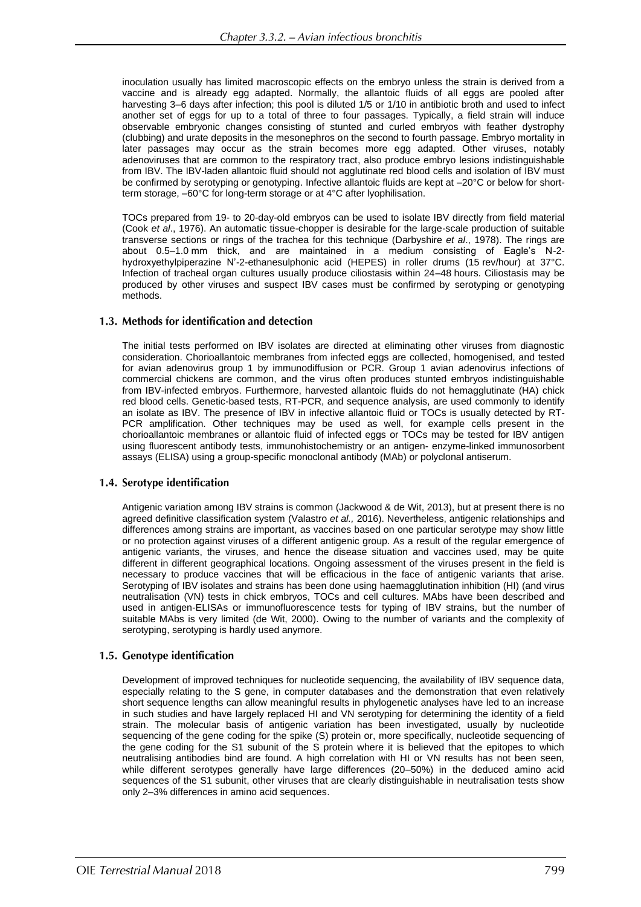inoculation usually has limited macroscopic effects on the embryo unless the strain is derived from a vaccine and is already egg adapted. Normally, the allantoic fluids of all eggs are pooled after harvesting 3–6 days after infection; this pool is diluted 1/5 or 1/10 in antibiotic broth and used to infect another set of eggs for up to a total of three to four passages. Typically, a field strain will induce observable embryonic changes consisting of stunted and curled embryos with feather dystrophy (clubbing) and urate deposits in the mesonephros on the second to fourth passage. Embryo mortality in later passages may occur as the strain becomes more egg adapted. Other viruses, notably adenoviruses that are common to the respiratory tract, also produce embryo lesions indistinguishable from IBV. The IBV-laden allantoic fluid should not agglutinate red blood cells and isolation of IBV must be confirmed by serotyping or genotyping. Infective allantoic fluids are kept at –20°C or below for short-term storage, –60°C for long-term storage or at 4°C after lyophilisation.

TOCs prepared from 19- to 20-day-old embryos can be used to isolate IBV directly from field material (Cook *et al*., 1976). An automatic tissue-chopper is desirable for the large-scale production of suitable transverse sections or rings of the trachea for this technique (Darbyshire *et al*., 1978). The rings are about 0.5–1.0 mm thick, and are maintained in a medium consisting of Eagle's N-2-hydroxyethylpiperazine N'-2-ethanesulphonic acid (HEPES) in roller drums (15 rev/hour) at 37°C. Infection of tracheal organ cultures usually produce ciliostasis within 24–48 hours. Ciliostasis may be produced by other viruses and suspect IBV cases must be confirmed by serotyping or genotyping methods.

### 1.3. Methods for identification and detection

The initial tests performed on IBV isolates are directed at eliminating other viruses from diagnostic consideration. Chorioallantoic membranes from infected eggs are collected, homogenised, and tested for avian adenovirus group 1 by immunodiffusion or PCR. Group 1 avian adenovirus infections of commercial chickens are common, and the virus often produces stunted embryos indistinguishable from IBV-infected embryos. Furthermore, harvested allantoic fluids do not hemagglutinate (HA) chick red blood cells. Genetic-based tests, RT-PCR, and sequence analysis, are used commonly to identify an isolate as IBV. The presence of IBV in infective allantoic fluid or TOCs is usually detected by RT-PCR amplification. Other techniques may be used as well, for example cells present in the chorioallantoic membranes or allantoic fluid of infected eggs or TOCs may be tested for IBV antigen using fluorescent antibody tests, immunohistochemistry or an antigen- enzyme-linked immunosorbent assays (ELISA) using a group-specific monoclonal antibody (MAb) or polyclonal antiserum.

### 1.4. Serotype identification

Antigenic variation among IBV strains is common (Jackwood & de Wit, 2013), but at present there is no agreed definitive classification system (Valastro *et al.,* 2016). Nevertheless, antigenic relationships and differences among strains are important, as vaccines based on one particular serotype may show little or no protection against viruses of a different antigenic group. As a result of the regular emergence of antigenic variants, the viruses, and hence the disease situation and vaccines used, may be quite different in different geographical locations. Ongoing assessment of the viruses present in the field is necessary to produce vaccines that will be efficacious in the face of antigenic variants that arise. Serotyping of IBV isolates and strains has been done using haemagglutination inhibition (HI) (and virus neutralisation (VN) tests in chick embryos, TOCs and cell cultures. MAbs have been described and used in antigen-ELISAs or immunofluorescence tests for typing of IBV strains, but the number of suitable MAbs is very limited (de Wit, 2000). Owing to the number of variants and the complexity of serotyping, serotyping is hardly used anymore.

### 1.5. Genotype identification

Development of improved techniques for nucleotide sequencing, the availability of IBV sequence data, especially relating to the S gene, in computer databases and the demonstration that even relatively short sequence lengths can allow meaningful results in phylogenetic analyses have led to an increase in such studies and have largely replaced HI and VN serotyping for determining the identity of a field strain. The molecular basis of antigenic variation has been investigated, usually by nucleotide sequencing of the gene coding for the spike (S) protein or, more specifically, nucleotide sequencing of the gene coding for the S1 subunit of the S protein where it is believed that the epitopes to which neutralising antibodies bind are found. A high correlation with HI or VN results has not been seen, while different serotypes generally have large differences (20–50%) in the deduced amino acid sequences of the S1 subunit, other viruses that are clearly distinguishable in neutralisation tests show only 2–3% differences in amino acid sequences.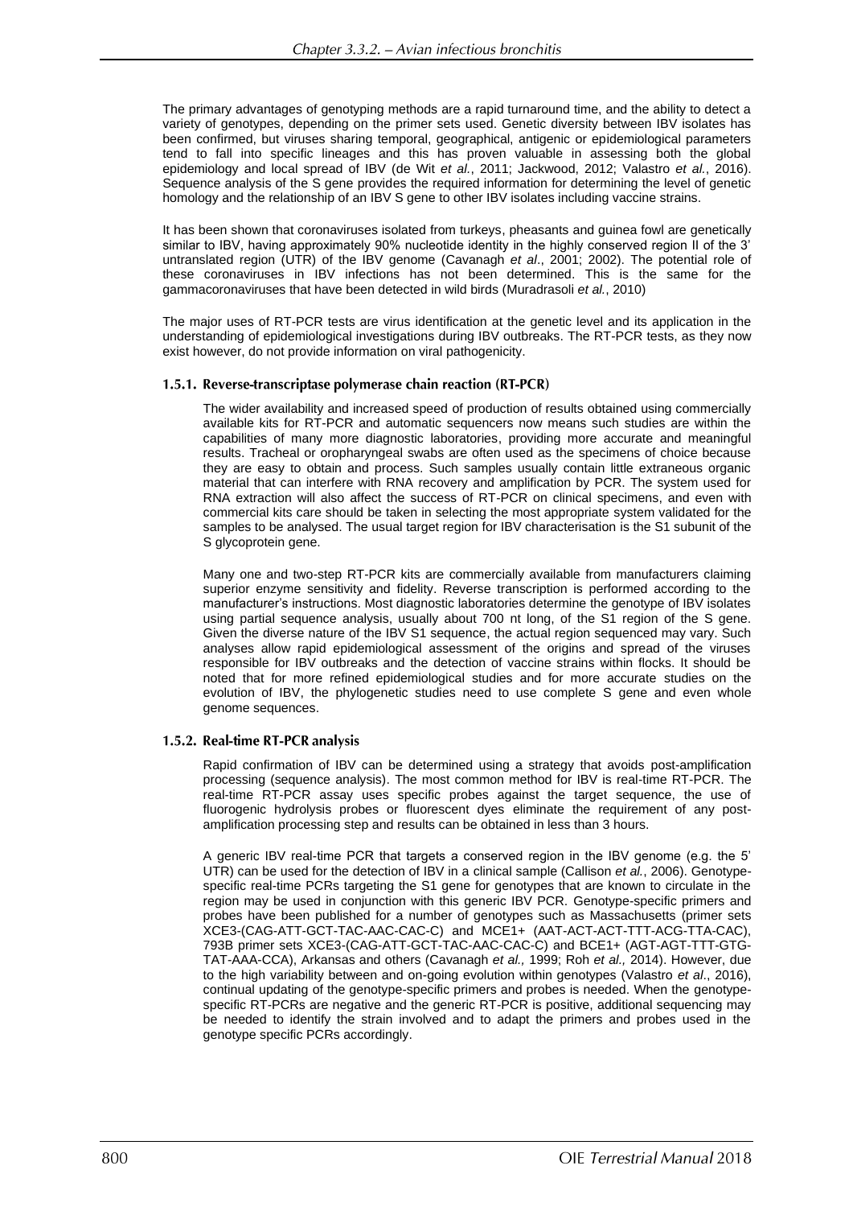The primary advantages of genotyping methods are a rapid turnaround time, and the ability to detect a variety of genotypes, depending on the primer sets used. Genetic diversity between IBV isolates has been confirmed, but viruses sharing temporal, geographical, antigenic or epidemiological parameters tend to fall into specific lineages and this has proven valuable in assessing both the global epidemiology and local spread of IBV (de Wit *et al.*, 2011; Jackwood, 2012; Valastro *et al.*, 2016). Sequence analysis of the S gene provides the required information for determining the level of genetic homology and the relationship of an IBV S gene to other IBV isolates including vaccine strains.

It has been shown that coronaviruses isolated from turkeys, pheasants and guinea fowl are genetically similar to IBV, having approximately 90% nucleotide identity in the highly conserved region II of the 3' untranslated region (UTR) of the IBV genome (Cavanagh *et al*., 2001; 2002). The potential role of these coronaviruses in IBV infections has not been determined. This is the same for the gammacoronaviruses that have been detected in wild birds (Muradrasoli *et al.*, 2010)

The major uses of RT-PCR tests are virus identification at the genetic level and its application in the understanding of epidemiological investigations during IBV outbreaks. The RT-PCR tests, as they now exist however, do not provide information on viral pathogenicity.

### 1.5.1. Reverse-transcriptase polymerase chain reaction (RT-PCR)

The wider availability and increased speed of production of results obtained using commercially available kits for RT-PCR and automatic sequencers now means such studies are within the capabilities of many more diagnostic laboratories, providing more accurate and meaningful results. Tracheal or oropharyngeal swabs are often used as the specimens of choice because they are easy to obtain and process. Such samples usually contain little extraneous organic material that can interfere with RNA recovery and amplification by PCR. The system used for RNA extraction will also affect the success of RT-PCR on clinical specimens, and even with commercial kits care should be taken in selecting the most appropriate system validated for the samples to be analysed. The usual target region for IBV characterisation is the S1 subunit of the S glycoprotein gene.

Many one and two-step RT-PCR kits are commercially available from manufacturers claiming superior enzyme sensitivity and fidelity. Reverse transcription is performed according to the manufacturer's instructions. Most diagnostic laboratories determine the genotype of IBV isolates using partial sequence analysis, usually about 700 nt long, of the S1 region of the S gene. Given the diverse nature of the IBV S1 sequence, the actual region sequenced may vary. Such analyses allow rapid epidemiological assessment of the origins and spread of the viruses responsible for IBV outbreaks and the detection of vaccine strains within flocks. It should be noted that for more refined epidemiological studies and for more accurate studies on the evolution of IBV, the phylogenetic studies need to use complete S gene and even whole genome sequences.

### 1.5.2. Real-time RT-PCR analysis

Rapid confirmation of IBV can be determined using a strategy that avoids post-amplification processing (sequence analysis). The most common method for IBV is real-time RT-PCR. The real-time RT-PCR assay uses specific probes against the target sequence, the use of fluorogenic hydrolysis probes or fluorescent dyes eliminate the requirement of any post-amplification processing step and results can be obtained in less than 3 hours.

A generic IBV real-time PCR that targets a conserved region in the IBV genome (e.g. the 5' UTR) can be used for the detection of IBV in a clinical sample (Callison *et al.*, 2006). Genotype-specific real-time PCRs targeting the S1 gene for genotypes that are known to circulate in the region may be used in conjunction with this generic IBV PCR. Genotype-specific primers and probes have been published for a number of genotypes such as Massachusetts (primer sets XCE3-(CAG-ATT-GCT-TAC-AAC-CAC-C) and MCE1+ (AAT-ACT-ACT-TTT-ACG-TTA-CAC), 793B primer sets XCE3-(CAG-ATT-GCT-TAC-AAC-CAC-C) and BCE1+ (AGT-AGT-TTT-GTG-TAT-AAA-CCA), Arkansas and others (Cavanagh *et al.,* 1999; Roh *et al.,* 2014). However, due to the high variability between and on-going evolution within genotypes (Valastro *et al*., 2016), continual updating of the genotype-specific primers and probes is needed. When the genotype-specific RT-PCRs are negative and the generic RT-PCR is positive, additional sequencing may be needed to identify the strain involved and to adapt the primers and probes used in the genotype specific PCRs accordingly.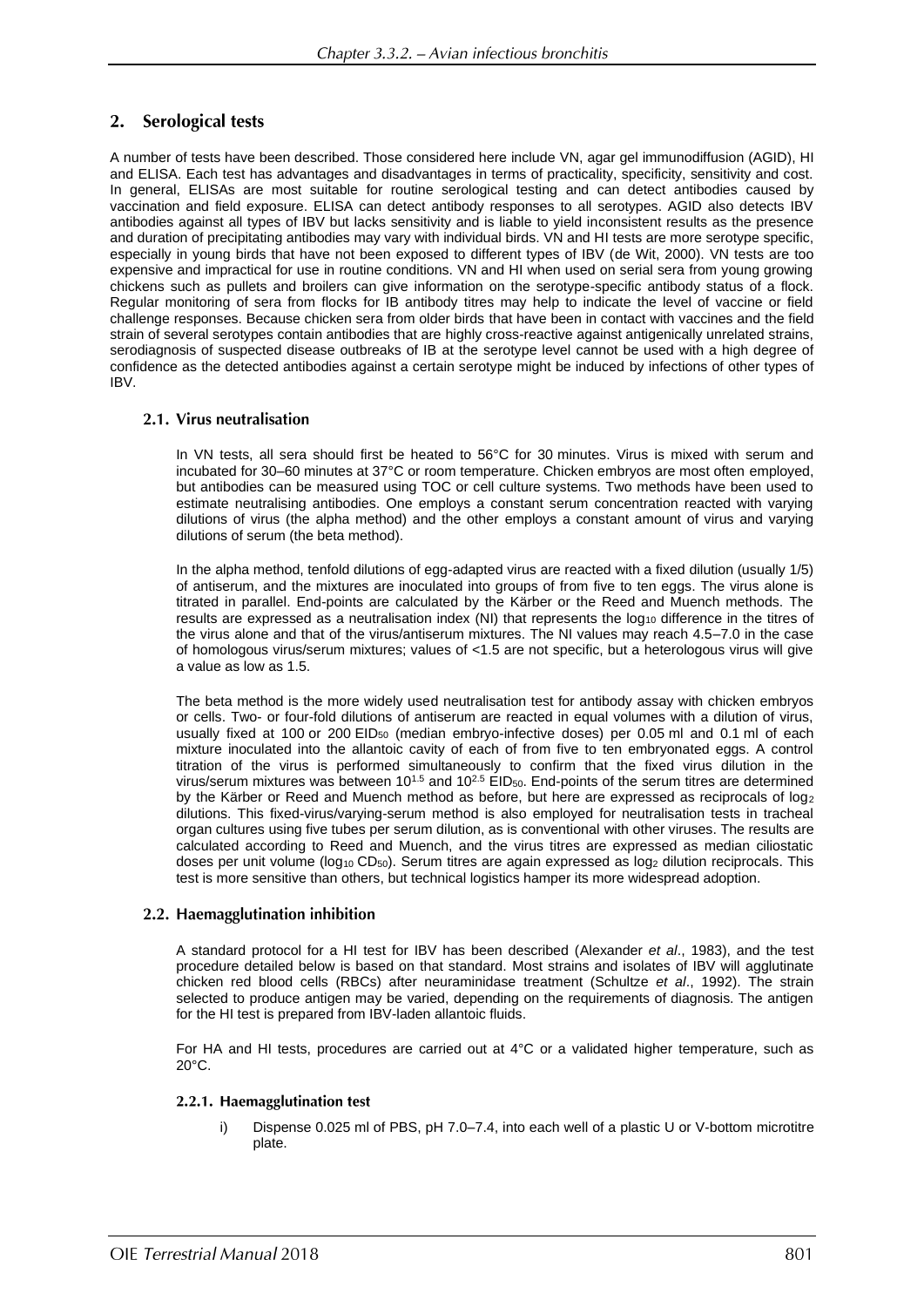## 2. Serological tests

A number of tests have been described. Those considered here include VN, agar gel immunodiffusion (AGID), HI and ELISA. Each test has advantages and disadvantages in terms of practicality, specificity, sensitivity and cost. In general, ELISAs are most suitable for routine serological testing and can detect antibodies caused by vaccination and field exposure. ELISA can detect antibody responses to all serotypes. AGID also detects IBV antibodies against all types of IBV but lacks sensitivity and is liable to yield inconsistent results as the presence and duration of precipitating antibodies may vary with individual birds. VN and HI tests are more serotype specific, especially in young birds that have not been exposed to different types of IBV (de Wit, 2000). VN tests are too expensive and impractical for use in routine conditions. VN and HI when used on serial sera from young growing chickens such as pullets and broilers can give information on the serotype-specific antibody status of a flock. Regular monitoring of sera from flocks for IB antibody titres may help to indicate the level of vaccine or field challenge responses. Because chicken sera from older birds that have been in contact with vaccines and the field strain of several serotypes contain antibodies that are highly cross-reactive against antigenically unrelated strains, serodiagnosis of suspected disease outbreaks of IB at the serotype level cannot be used with a high degree of confidence as the detected antibodies against a certain serotype might be induced by infections of other types of IBV.

### 2.1. Virus neutralisation

In VN tests, all sera should first be heated to 56°C for 30 minutes. Virus is mixed with serum and incubated for 30–60 minutes at 37°C or room temperature. Chicken embryos are most often employed, but antibodies can be measured using TOC or cell culture systems. Two methods have been used to estimate neutralising antibodies. One employs a constant serum concentration reacted with varying dilutions of virus (the alpha method) and the other employs a constant amount of virus and varying dilutions of serum (the beta method).

In the alpha method, tenfold dilutions of egg-adapted virus are reacted with a fixed dilution (usually 1/5) of antiserum, and the mixtures are inoculated into groups of from five to ten eggs. The virus alone is titrated in parallel. End-points are calculated by the Kärber or the Reed and Muench methods. The results are expressed as a neutralisation index (NI) that represents the $\log_{10}$ difference in the titres of the virus alone and that of the virus/antiserum mixtures. The NI values may reach 4.5–7.0 in the case of homologous virus/serum mixtures; values of <1.5 are not specific, but a heterologous virus will give a value as low as 1.5.

The beta method is the more widely used neutralisation test for antibody assay with chicken embryos or cells. Two- or four-fold dilutions of antiserum are reacted in equal volumes with a dilution of virus, usually fixed at 100 or 200 $EID_{50}$ (median embryo-infective doses) per 0.05 ml and 0.1 ml of each mixture inoculated into the allantoic cavity of each of from five to ten embryonated eggs. A control titration of the virus is performed simultaneously to confirm that the fixed virus dilution in the virus/serum mixtures was between $10^{1.5}$ and $10^{2.5}$ $EID_{50}$. End-points of the serum titres are determined by the Kärber or Reed and Muench method as before, but here are expressed as reciprocals of $\log_2$ dilutions. This fixed-virus/varying-serum method is also employed for neutralisation tests in tracheal organ cultures using five tubes per serum dilution, as is conventional with other viruses. The results are calculated according to Reed and Muench, and the virus titres are expressed as median ciliostatic doses per unit volume ($\log_{10}$ $CD_{50}$). Serum titres are again expressed as $\log_2$ dilution reciprocals. This test is more sensitive than others, but technical logistics hamper its more widespread adoption.

### 2.2. Haemagglutination inhibition

A standard protocol for a HI test for IBV has been described (Alexander *et al*., 1983), and the test procedure detailed below is based on that standard. Most strains and isolates of IBV will agglutinate chicken red blood cells (RBCs) after neuraminidase treatment (Schultze *et al*., 1992). The strain selected to produce antigen may be varied, depending on the requirements of diagnosis. The antigen for the HI test is prepared from IBV-laden allantoic fluids.

For HA and HI tests, procedures are carried out at 4°C or a validated higher temperature, such as 20°C.

#### 2.2.1. Haemagglutination test

i) Dispense 0.025 ml of PBS, pH 7.0–7.4, into each well of a plastic U or V-bottom microtitre plate.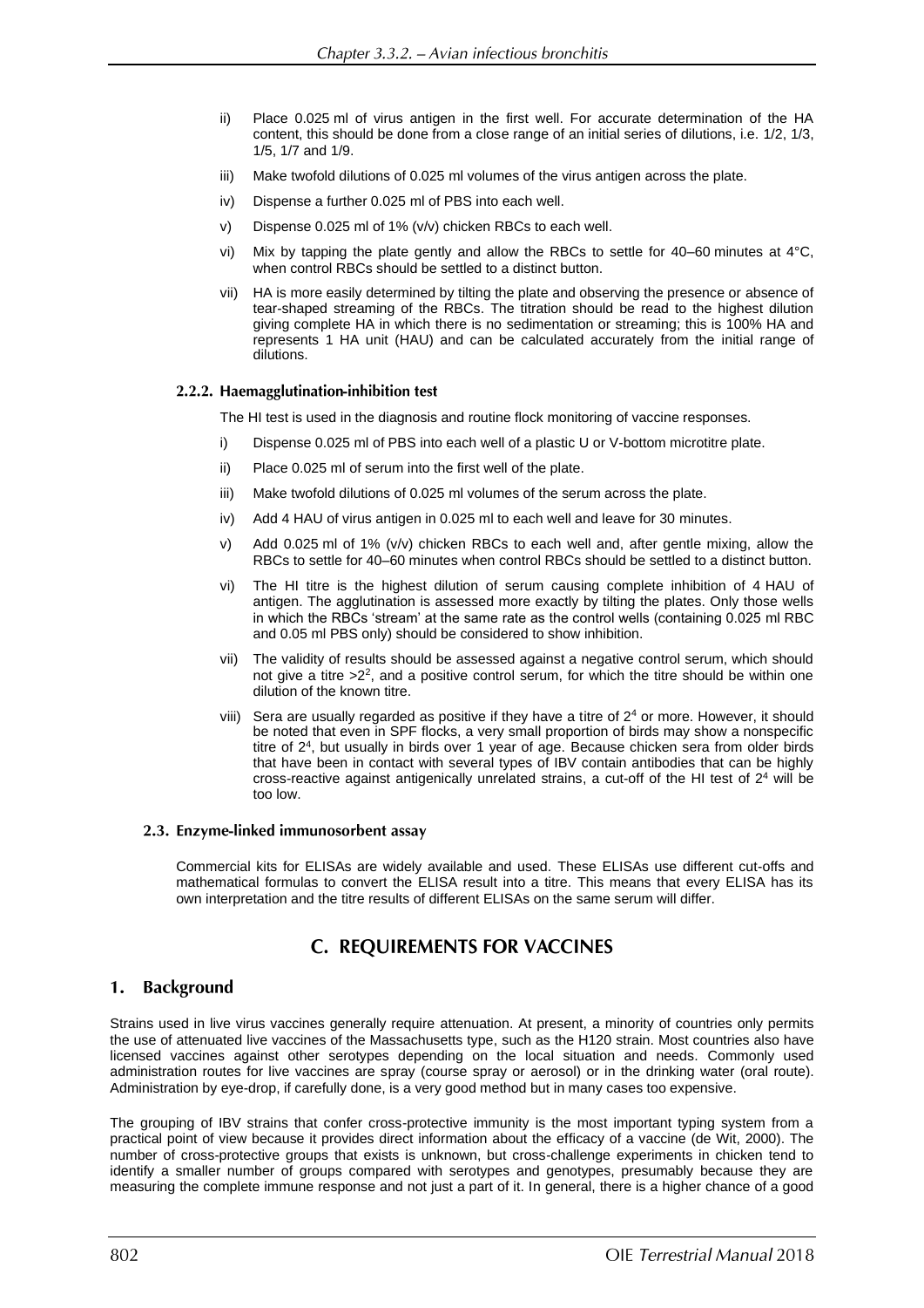ii) Place 0.025 ml of virus antigen in the first well. For accurate determination of the HA content, this should be done from a close range of an initial series of dilutions, i.e. 1/2, 1/3, 1/5, 1/7 and 1/9.

iii) Make twofold dilutions of 0.025 ml volumes of the virus antigen across the plate.

iv) Dispense a further 0.025 ml of PBS into each well.

v) Dispense 0.025 ml of 1% (v/v) chicken RBCs to each well.

vi) Mix by tapping the plate gently and allow the RBCs to settle for 40–60 minutes at 4°C, when control RBCs should be settled to a distinct button.

vii) HA is more easily determined by tilting the plate and observing the presence or absence of tear-shaped streaming of the RBCs. The titration should be read to the highest dilution giving complete HA in which there is no sedimentation or streaming; this is 100% HA and represents 1 HA unit (HAU) and can be calculated accurately from the initial range of dilutions.

#### 2.2.2. Haemagglutination-inhibition test

The HI test is used in the diagnosis and routine flock monitoring of vaccine responses.

i) Dispense 0.025 ml of PBS into each well of a plastic U or V-bottom microtitre plate.

ii) Place 0.025 ml of serum into the first well of the plate.

iii) Make twofold dilutions of 0.025 ml volumes of the serum across the plate.

iv) Add 4 HAU of virus antigen in 0.025 ml to each well and leave for 30 minutes.

v) Add 0.025 ml of 1% (v/v) chicken RBCs to each well and, after gentle mixing, allow the RBCs to settle for 40–60 minutes when control RBCs should be settled to a distinct button.

vi) The HI titre is the highest dilution of serum causing complete inhibition of 4 HAU of antigen. The agglutination is assessed more exactly by tilting the plates. Only those wells in which the RBCs 'stream' at the same rate as the control wells (containing 0.025 ml RBC and 0.05 ml PBS only) should be considered to show inhibition.

vii) The validity of results should be assessed against a negative control serum, which should not give a titre $>2^2$, and a positive control serum, for which the titre should be within one dilution of the known titre.

viii) Sera are usually regarded as positive if they have a titre of $2^4$ or more. However, it should be noted that even in SPF flocks, a very small proportion of birds may show a nonspecific titre of $2^4$, but usually in birds over 1 year of age. Because chicken sera from older birds that have been in contact with several types of IBV contain antibodies that can be highly cross-reactive against antigenically unrelated strains, a cut-off of the HI test of $2^4$ will be too low.

### 2.3. Enzyme-linked immunosorbent assay

Commercial kits for ELISAs are widely available and used. These ELISAs use different cut-offs and mathematical formulas to convert the ELISA result into a titre. This means that every ELISA has its own interpretation and the titre results of different ELISAs on the same serum will differ.

## C. REQUIREMENTS FOR VACCINES

## 1. Background

Strains used in live virus vaccines generally require attenuation. At present, a minority of countries only permits the use of attenuated live vaccines of the Massachusetts type, such as the H120 strain. Most countries also have licensed vaccines against other serotypes depending on the local situation and needs. Commonly used administration routes for live vaccines are spray (course spray or aerosol) or in the drinking water (oral route). Administration by eye-drop, if carefully done, is a very good method but in many cases too expensive.

The grouping of IBV strains that confer cross-protective immunity is the most important typing system from a practical point of view because it provides direct information about the efficacy of a vaccine (de Wit, 2000). The number of cross-protective groups that exists is unknown, but cross-challenge experiments in chicken tend to identify a smaller number of groups compared with serotypes and genotypes, presumably because they are measuring the complete immune response and not just a part of it. In general, there is a higher chance of a good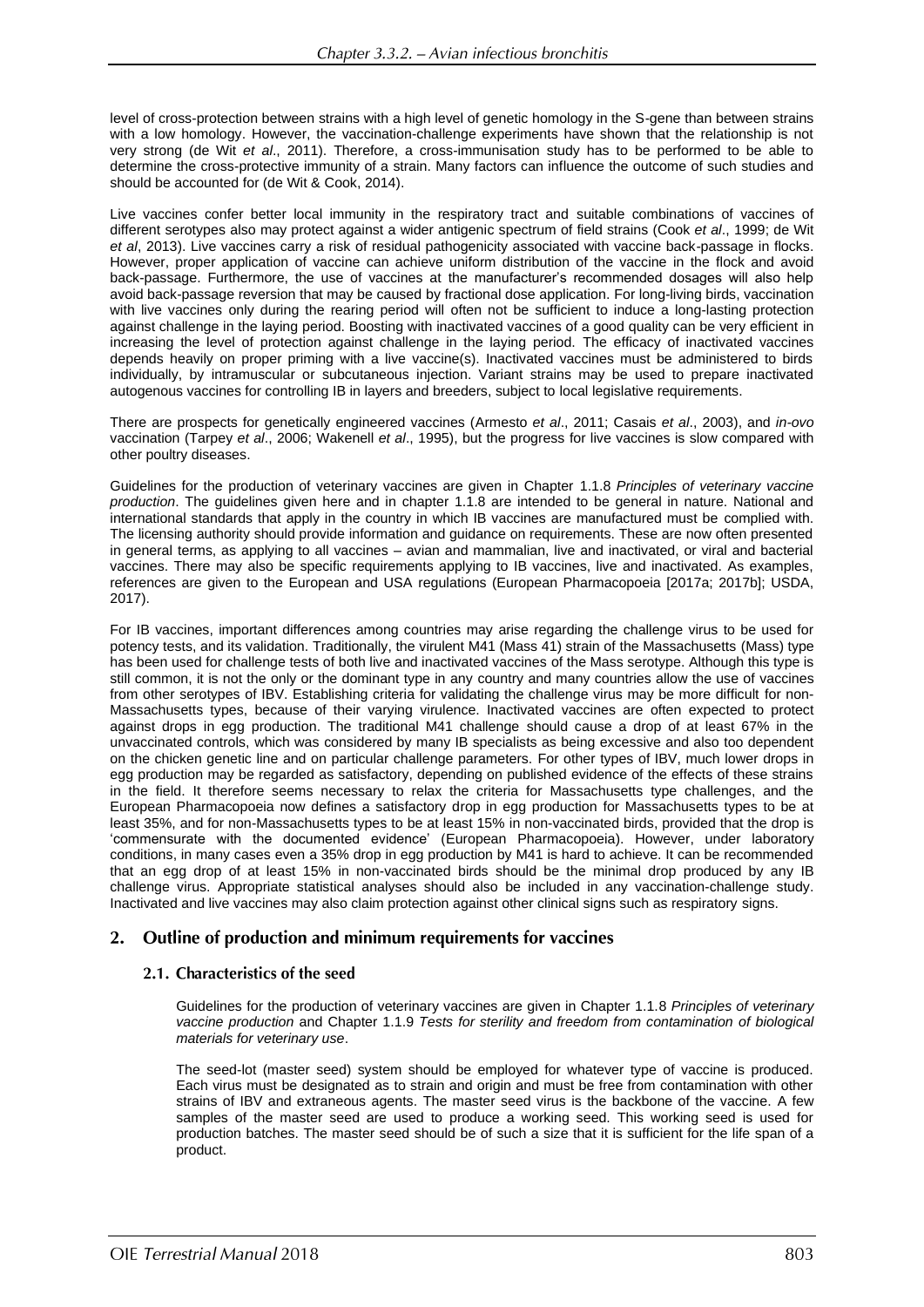level of cross-protection between strains with a high level of genetic homology in the S-gene than between strains with a low homology. However, the vaccination-challenge experiments have shown that the relationship is not very strong (de Wit *et al*., 2011). Therefore, a cross-immunisation study has to be performed to be able to determine the cross-protective immunity of a strain. Many factors can influence the outcome of such studies and should be accounted for (de Wit & Cook, 2014).

Live vaccines confer better local immunity in the respiratory tract and suitable combinations of vaccines of different serotypes also may protect against a wider antigenic spectrum of field strains (Cook *et al*., 1999; de Wit *et al*, 2013). Live vaccines carry a risk of residual pathogenicity associated with vaccine back-passage in flocks. However, proper application of vaccine can achieve uniform distribution of the vaccine in the flock and avoid back-passage. Furthermore, the use of vaccines at the manufacturer's recommended dosages will also help avoid back-passage reversion that may be caused by fractional dose application. For long-living birds, vaccination with live vaccines only during the rearing period will often not be sufficient to induce a long-lasting protection against challenge in the laying period. Boosting with inactivated vaccines of a good quality can be very efficient in increasing the level of protection against challenge in the laying period. The efficacy of inactivated vaccines depends heavily on proper priming with a live vaccine(s). Inactivated vaccines must be administered to birds individually, by intramuscular or subcutaneous injection. Variant strains may be used to prepare inactivated autogenous vaccines for controlling IB in layers and breeders, subject to local legislative requirements.

There are prospects for genetically engineered vaccines (Armesto *et al*., 2011; Casais *et al*., 2003), and *in-ovo* vaccination (Tarpey *et al*., 2006; Wakenell *et al*., 1995), but the progress for live vaccines is slow compared with other poultry diseases.

Guidelines for the production of veterinary vaccines are given in Chapter 1.1.8 *Principles of veterinary vaccine production*. The guidelines given here and in chapter 1.1.8 are intended to be general in nature. National and international standards that apply in the country in which IB vaccines are manufactured must be complied with. The licensing authority should provide information and guidance on requirements. These are now often presented in general terms, as applying to all vaccines – avian and mammalian, live and inactivated, or viral and bacterial vaccines. There may also be specific requirements applying to IB vaccines, live and inactivated. As examples, references are given to the European and USA regulations (European Pharmacopoeia [2017a; 2017b]; USDA, 2017).

For IB vaccines, important differences among countries may arise regarding the challenge virus to be used for potency tests, and its validation. Traditionally, the virulent M41 (Mass 41) strain of the Massachusetts (Mass) type has been used for challenge tests of both live and inactivated vaccines of the Mass serotype. Although this type is still common, it is not the only or the dominant type in any country and many countries allow the use of vaccines from other serotypes of IBV. Establishing criteria for validating the challenge virus may be more difficult for non-Massachusetts types, because of their varying virulence. Inactivated vaccines are often expected to protect against drops in egg production. The traditional M41 challenge should cause a drop of at least 67% in the unvaccinated controls, which was considered by many IB specialists as being excessive and also too dependent on the chicken genetic line and on particular challenge parameters. For other types of IBV, much lower drops in egg production may be regarded as satisfactory, depending on published evidence of the effects of these strains in the field. It therefore seems necessary to relax the criteria for Massachusetts type challenges, and the European Pharmacopoeia now defines a satisfactory drop in egg production for Massachusetts types to be at least 35%, and for non-Massachusetts types to be at least 15% in non-vaccinated birds, provided that the drop is 'commensurate with the documented evidence' (European Pharmacopoeia). However, under laboratory conditions, in many cases even a 35% drop in egg production by M41 is hard to achieve. It can be recommended that an egg drop of at least 15% in non-vaccinated birds should be the minimal drop produced by any IB challenge virus. Appropriate statistical analyses should also be included in any vaccination-challenge study. Inactivated and live vaccines may also claim protection against other clinical signs such as respiratory signs.

## 2. Outline of production and minimum requirements for vaccines

### 2.1. Characteristics of the seed

Guidelines for the production of veterinary vaccines are given in Chapter 1.1.8 *Principles of veterinary vaccine production* and Chapter 1.1.9 *Tests for sterility and freedom from contamination of biological materials for veterinary use*.

The seed-lot (master seed) system should be employed for whatever type of vaccine is produced. Each virus must be designated as to strain and origin and must be free from contamination with other strains of IBV and extraneous agents. The master seed virus is the backbone of the vaccine. A few samples of the master seed are used to produce a working seed. This working seed is used for production batches. The master seed should be of such a size that it is sufficient for the life span of a product.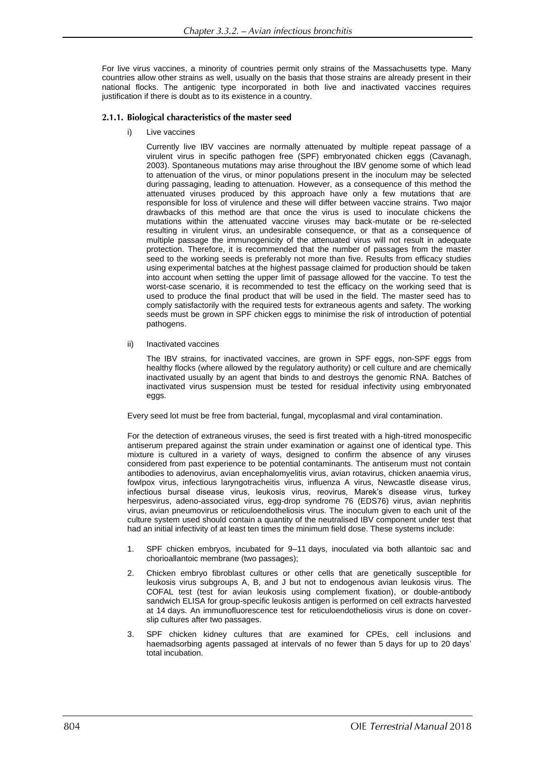For live virus vaccines, a minority of countries permit only strains of the Massachusetts type. Many countries allow other strains as well, usually on the basis that those strains are already present in their national flocks. The antigenic type incorporated in both live and inactivated vaccines requires justification if there is doubt as to its existence in a country.

### 2.1.1. Biological characteristics of the master seed

i) Live vaccines

Currently live IBV vaccines are normally attenuated by multiple repeat passage of a virulent virus in specific pathogen free (SPF) embryonated chicken eggs (Cavanagh, 2003). Spontaneous mutations may arise throughout the IBV genome some of which lead to attenuation of the virus, or minor populations present in the inoculum may be selected during passaging, leading to attenuation. However, as a consequence of this method the attenuated viruses produced by this approach have only a few mutations that are responsible for loss of virulence and these will differ between vaccine strains. Two major drawbacks of this method are that once the virus is used to inoculate chickens the mutations within the attenuated vaccine viruses may back-mutate or be re-selected resulting in virulent virus, an undesirable consequence, or that as a consequence of multiple passage the immunogenicity of the attenuated virus will not result in adequate protection. Therefore, it is recommended that the number of passages from the master seed to the working seeds is preferably not more than five. Results from efficacy studies using experimental batches at the highest passage claimed for production should be taken into account when setting the upper limit of passage allowed for the vaccine. To test the worst-case scenario, it is recommended to test the efficacy on the working seed that is used to produce the final product that will be used in the field. The master seed has to comply satisfactorily with the required tests for extraneous agents and safety. The working seeds must be grown in SPF chicken eggs to minimise the risk of introduction of potential pathogens.

ii) Inactivated vaccines

The IBV strains, for inactivated vaccines, are grown in SPF eggs, non-SPF eggs from healthy flocks (where allowed by the regulatory authority) or cell culture and are chemically inactivated usually by an agent that binds to and destroys the genomic RNA. Batches of inactivated virus suspension must be tested for residual infectivity using embryonated eggs.

Every seed lot must be free from bacterial, fungal, mycoplasmal and viral contamination.

For the detection of extraneous viruses, the seed is first treated with a high-titred monospecific antiserum prepared against the strain under examination or against one of identical type. This mixture is cultured in a variety of ways, designed to confirm the absence of any viruses considered from past experience to be potential contaminants. The antiserum must not contain antibodies to adenovirus, avian encephalomyelitis virus, avian rotavirus, chicken anaemia virus, fowlpox virus, infectious laryngotracheitis virus, influenza A virus, Newcastle disease virus, infectious bursal disease virus, leukosis virus, reovirus, Marek's disease virus, turkey herpesvirus, adeno-associated virus, egg-drop syndrome 76 (EDS76) virus, avian nephritis virus, avian pneumovirus or reticuloendotheliosis virus. The inoculum given to each unit of the culture system used should contain a quantity of the neutralised IBV component under test that had an initial infectivity of at least ten times the minimum field dose. These systems include:

1. SPF chicken embryos, incubated for 9–11 days, inoculated via both allantoic sac and chorioallantoic membrane (two passages);
2. Chicken embryo fibroblast cultures or other cells that are genetically susceptible for leukosis virus subgroups A, B, and J but not to endogenous avian leukosis virus. The COFAL test (test for avian leukosis using complement fixation), or double-antibody sandwich ELISA for group-specific leukosis antigen is performed on cell extracts harvested at 14 days. An immunofluorescence test for reticuloendotheliosis virus is done on cover-slip cultures after two passages.
3. SPF chicken kidney cultures that are examined for CPEs, cell inclusions and haemadsorbing agents passaged at intervals of no fewer than 5 days for up to 20 days' total incubation.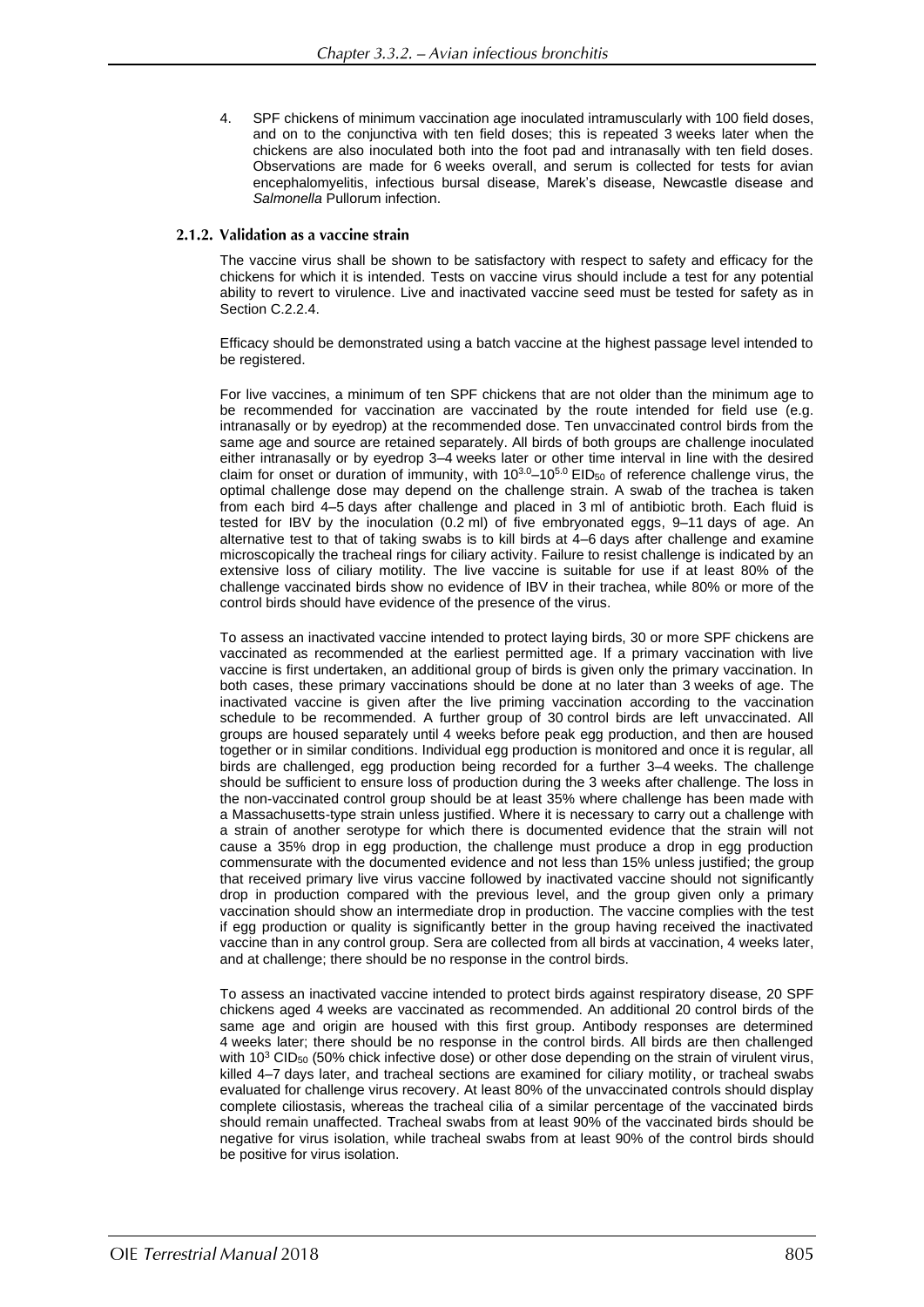4. SPF chickens of minimum vaccination age inoculated intramuscularly with 100 field doses, and on to the conjunctiva with ten field doses; this is repeated 3 weeks later when the chickens are also inoculated both into the foot pad and intranasally with ten field doses. Observations are made for 6 weeks overall, and serum is collected for tests for avian encephalomyelitis, infectious bursal disease, Marek's disease, Newcastle disease and *Salmonella* Pullorum infection.

### 2.1.2. Validation as a vaccine strain

The vaccine virus shall be shown to be satisfactory with respect to safety and efficacy for the chickens for which it is intended. Tests on vaccine virus should include a test for any potential ability to revert to virulence. Live and inactivated vaccine seed must be tested for safety as in Section C.2.2.4.

Efficacy should be demonstrated using a batch vaccine at the highest passage level intended to be registered.

For live vaccines, a minimum of ten SPF chickens that are not older than the minimum age to be recommended for vaccination are vaccinated by the route intended for field use (e.g. intranasally or by eyedrop) at the recommended dose. Ten unvaccinated control birds from the same age and source are retained separately. All birds of both groups are challenge inoculated either intranasally or by eyedrop 3–4 weeks later or other time interval in line with the desired claim for onset or duration of immunity, with $10^{3.0}$–$10^{5.0}$ $EID_{50}$ of reference challenge virus, the optimal challenge dose may depend on the challenge strain. A swab of the trachea is taken from each bird 4–5 days after challenge and placed in 3 ml of antibiotic broth. Each fluid is tested for IBV by the inoculation (0.2 ml) of five embryonated eggs, 9–11 days of age. An alternative test to that of taking swabs is to kill birds at 4–6 days after challenge and examine microscopically the tracheal rings for ciliary activity. Failure to resist challenge is indicated by an extensive loss of ciliary motility. The live vaccine is suitable for use if at least 80% of the challenge vaccinated birds show no evidence of IBV in their trachea, while 80% or more of the control birds should have evidence of the presence of the virus.

To assess an inactivated vaccine intended to protect laying birds, 30 or more SPF chickens are vaccinated as recommended at the earliest permitted age. If a primary vaccination with live vaccine is first undertaken, an additional group of birds is given only the primary vaccination. In both cases, these primary vaccinations should be done at no later than 3 weeks of age. The inactivated vaccine is given after the live priming vaccination according to the vaccination schedule to be recommended. A further group of 30 control birds are left unvaccinated. All groups are housed separately until 4 weeks before peak egg production, and then are housed together or in similar conditions. Individual egg production is monitored and once it is regular, all birds are challenged, egg production being recorded for a further 3–4 weeks. The challenge should be sufficient to ensure loss of production during the 3 weeks after challenge. The loss in the non-vaccinated control group should be at least 35% where challenge has been made with a Massachusetts-type strain unless justified. Where it is necessary to carry out a challenge with a strain of another serotype for which there is documented evidence that the strain will not cause a 35% drop in egg production, the challenge must produce a drop in egg production commensurate with the documented evidence and not less than 15% unless justified; the group that received primary live virus vaccine followed by inactivated vaccine should not significantly drop in production compared with the previous level, and the group given only a primary vaccination should show an intermediate drop in production. The vaccine complies with the test if egg production or quality is significantly better in the group having received the inactivated vaccine than in any control group. Sera are collected from all birds at vaccination, 4 weeks later, and at challenge; there should be no response in the control birds.

To assess an inactivated vaccine intended to protect birds against respiratory disease, 20 SPF chickens aged 4 weeks are vaccinated as recommended. An additional 20 control birds of the same age and origin are housed with this first group. Antibody responses are determined 4 weeks later; there should be no response in the control birds. All birds are then challenged with $10^3$ $CID_{50}$ (50% chick infective dose) or other dose depending on the strain of virulent virus, killed 4–7 days later, and tracheal sections are examined for ciliary motility, or tracheal swabs evaluated for challenge virus recovery. At least 80% of the unvaccinated controls should display complete ciliostasis, whereas the tracheal cilia of a similar percentage of the vaccinated birds should remain unaffected. Tracheal swabs from at least 90% of the vaccinated birds should be negative for virus isolation, while tracheal swabs from at least 90% of the control birds should be positive for virus isolation.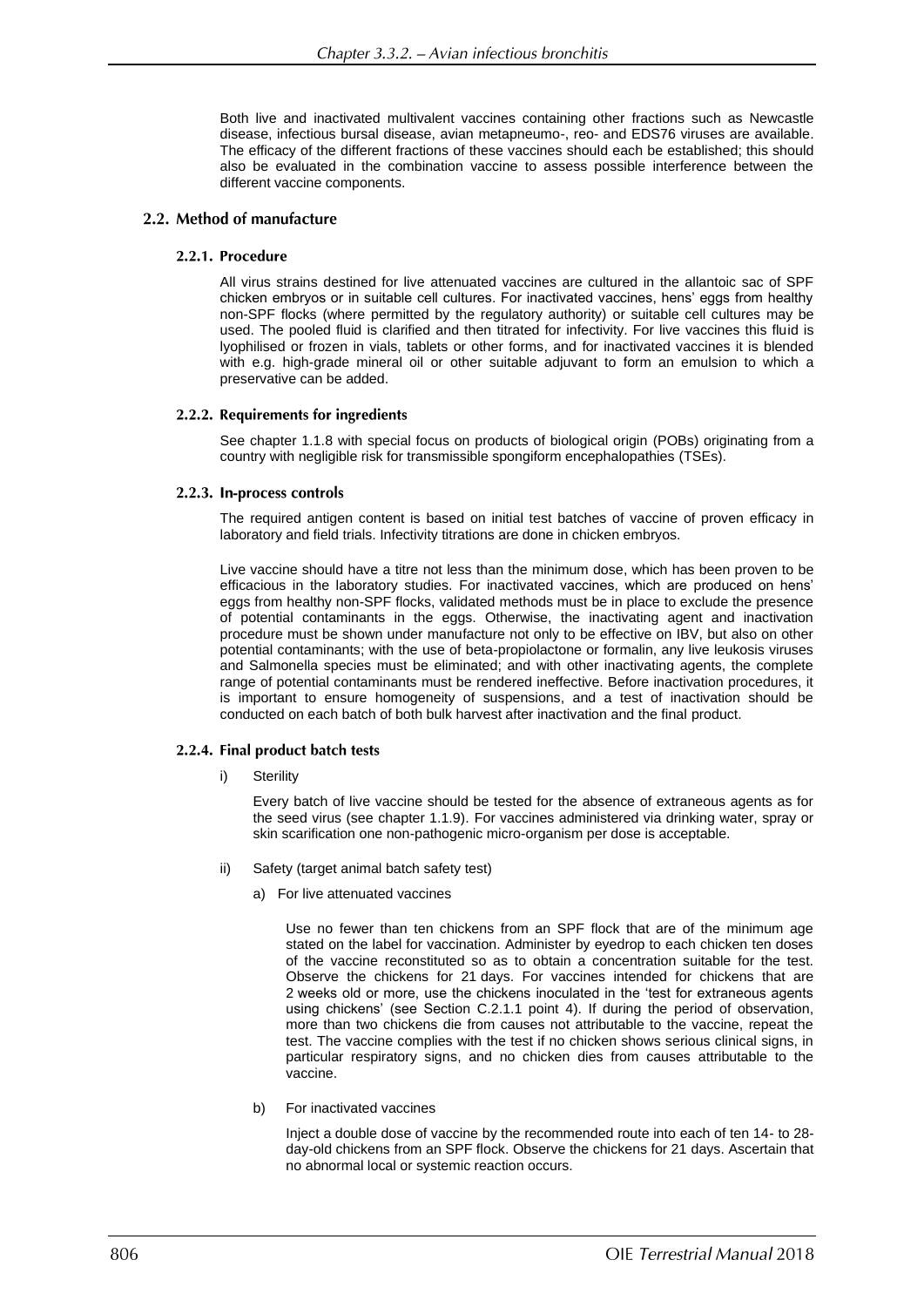Both live and inactivated multivalent vaccines containing other fractions such as Newcastle disease, infectious bursal disease, avian metapneumo-, reo- and EDS76 viruses are available. The efficacy of the different fractions of these vaccines should each be established; this should also be evaluated in the combination vaccine to assess possible interference between the different vaccine components.

## 2.2. Method of manufacture

### 2.2.1. Procedure

All virus strains destined for live attenuated vaccines are cultured in the allantoic sac of SPF chicken embryos or in suitable cell cultures. For inactivated vaccines, hens' eggs from healthy non-SPF flocks (where permitted by the regulatory authority) or suitable cell cultures may be used. The pooled fluid is clarified and then titrated for infectivity. For live vaccines this fluid is lyophilised or frozen in vials, tablets or other forms, and for inactivated vaccines it is blended with e.g. high-grade mineral oil or other suitable adjuvant to form an emulsion to which a preservative can be added.

### 2.2.2. Requirements for ingredients

See chapter 1.1.8 with special focus on products of biological origin (POBs) originating from a country with negligible risk for transmissible spongiform encephalopathies (TSEs).

### 2.2.3. In-process controls

The required antigen content is based on initial test batches of vaccine of proven efficacy in laboratory and field trials. Infectivity titrations are done in chicken embryos.

Live vaccine should have a titre not less than the minimum dose, which has been proven to be efficacious in the laboratory studies. For inactivated vaccines, which are produced on hens' eggs from healthy non-SPF flocks, validated methods must be in place to exclude the presence of potential contaminants in the eggs. Otherwise, the inactivating agent and inactivation procedure must be shown under manufacture not only to be effective on IBV, but also on other potential contaminants; with the use of beta-propiolactone or formalin, any live leukosis viruses and Salmonella species must be eliminated; and with other inactivating agents, the complete range of potential contaminants must be rendered ineffective. Before inactivation procedures, it is important to ensure homogeneity of suspensions, and a test of inactivation should be conducted on each batch of both bulk harvest after inactivation and the final product.

### 2.2.4. Final product batch tests

i) Sterility

   Every batch of live vaccine should be tested for the absence of extraneous agents as for the seed virus (see chapter 1.1.9). For vaccines administered via drinking water, spray or skin scarification one non-pathogenic micro-organism per dose is acceptable.

ii) Safety (target animal batch safety test)

   a) For live attenuated vaccines

      Use no fewer than ten chickens from an SPF flock that are of the minimum age stated on the label for vaccination. Administer by eyedrop to each chicken ten doses of the vaccine reconstituted so as to obtain a concentration suitable for the test. Observe the chickens for 21 days. For vaccines intended for chickens that are 2 weeks old or more, use the chickens inoculated in the 'test for extraneous agents using chickens' (see Section C.2.1.1 point 4). If during the period of observation, more than two chickens die from causes not attributable to the vaccine, repeat the test. The vaccine complies with the test if no chicken shows serious clinical signs, in particular respiratory signs, and no chicken dies from causes attributable to the vaccine.

   b) For inactivated vaccines

      Inject a double dose of vaccine by the recommended route into each of ten 14- to 28-day-old chickens from an SPF flock. Observe the chickens for 21 days. Ascertain that no abnormal local or systemic reaction occurs.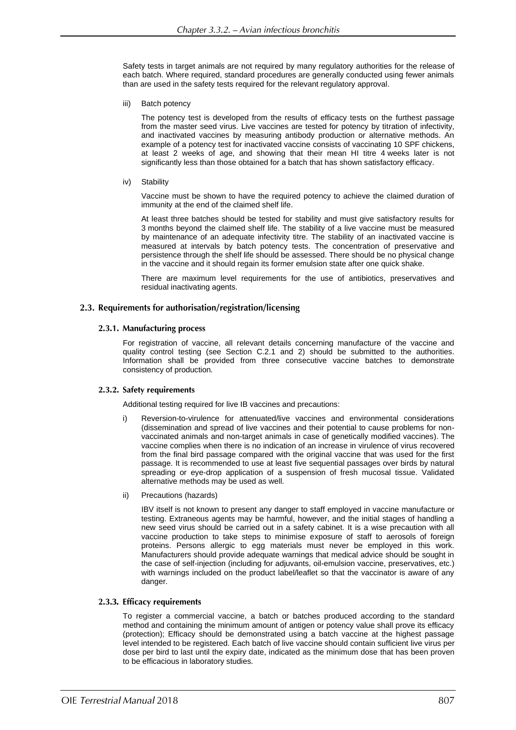Safety tests in target animals are not required by many regulatory authorities for the release of each batch. Where required, standard procedures are generally conducted using fewer animals than are used in the safety tests required for the relevant regulatory approval.

iii) Batch potency

The potency test is developed from the results of efficacy tests on the furthest passage from the master seed virus. Live vaccines are tested for potency by titration of infectivity, and inactivated vaccines by measuring antibody production or alternative methods. An example of a potency test for inactivated vaccine consists of vaccinating 10 SPF chickens, at least 2 weeks of age, and showing that their mean HI titre 4 weeks later is not significantly less than those obtained for a batch that has shown satisfactory efficacy.

iv) Stability

Vaccine must be shown to have the required potency to achieve the claimed duration of immunity at the end of the claimed shelf life.

At least three batches should be tested for stability and must give satisfactory results for 3 months beyond the claimed shelf life. The stability of a live vaccine must be measured by maintenance of an adequate infectivity titre. The stability of an inactivated vaccine is measured at intervals by batch potency tests. The concentration of preservative and persistence through the shelf life should be assessed. There should be no physical change in the vaccine and it should regain its former emulsion state after one quick shake.

There are maximum level requirements for the use of antibiotics, preservatives and residual inactivating agents.

## 2.3. Requirements for authorisation/registration/licensing

### 2.3.1. Manufacturing process

For registration of vaccine, all relevant details concerning manufacture of the vaccine and quality control testing (see Section C.2.1 and 2) should be submitted to the authorities. Information shall be provided from three consecutive vaccine batches to demonstrate consistency of production.

### 2.3.2. Safety requirements

Additional testing required for live IB vaccines and precautions:

i) Reversion-to-virulence for attenuated/live vaccines and environmental considerations (dissemination and spread of live vaccines and their potential to cause problems for non-vaccinated animals and non-target animals in case of genetically modified vaccines). The vaccine complies when there is no indication of an increase in virulence of virus recovered from the final bird passage compared with the original vaccine that was used for the first passage. It is recommended to use at least five sequential passages over birds by natural spreading or eye-drop application of a suspension of fresh mucosal tissue. Validated alternative methods may be used as well.

ii) Precautions (hazards)

IBV itself is not known to present any danger to staff employed in vaccine manufacture or testing. Extraneous agents may be harmful, however, and the initial stages of handling a new seed virus should be carried out in a safety cabinet. It is a wise precaution with all vaccine production to take steps to minimise exposure of staff to aerosols of foreign proteins. Persons allergic to egg materials must never be employed in this work. Manufacturers should provide adequate warnings that medical advice should be sought in the case of self-injection (including for adjuvants, oil-emulsion vaccine, preservatives, etc.) with warnings included on the product label/leaflet so that the vaccinator is aware of any danger.

### 2.3.3. Efficacy requirements

To register a commercial vaccine, a batch or batches produced according to the standard method and containing the minimum amount of antigen or potency value shall prove its efficacy (protection); Efficacy should be demonstrated using a batch vaccine at the highest passage level intended to be registered. Each batch of live vaccine should contain sufficient live virus per dose per bird to last until the expiry date, indicated as the minimum dose that has been proven to be efficacious in laboratory studies.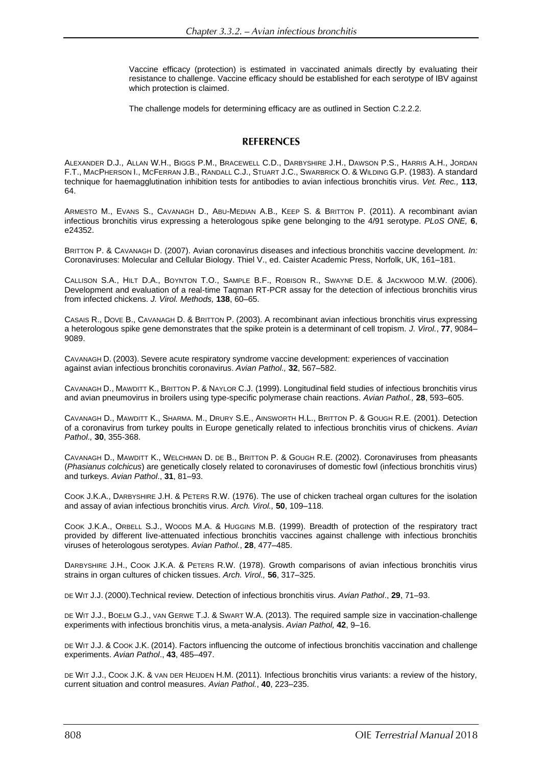Vaccine efficacy (protection) is estimated in vaccinated animals directly by evaluating their resistance to challenge. Vaccine efficacy should be established for each serotype of IBV against which protection is claimed.

The challenge models for determining efficacy are as outlined in Section C.2.2.2.

## REFERENCES

ALEXANDER D.J., ALLAN W.H., BIGGS P.M., BRACEWELL C.D., DARBYSHIRE J.H., DAWSON P.S., HARRIS A.H., JORDAN F.T., MACPHERSON I., MCFERRAN J.B., RANDALL C.J., STUART J.C., SWARBRICK O. & WILDING G.P. (1983). A standard technique for haemagglutination inhibition tests for antibodies to avian infectious bronchitis virus. *Vet. Rec.,* **113**, 64.

ARMESTO M., EVANS S., CAVANAGH D., ABU-MEDIAN A.B., KEEP S. & BRITTON P. (2011). A recombinant avian infectious bronchitis virus expressing a heterologous spike gene belonging to the 4/91 serotype. *PLoS ONE,* **6**, e24352.

BRITTON P. & CAVANAGH D. (2007). Avian coronavirus diseases and infectious bronchitis vaccine development. *In:* Coronaviruses: Molecular and Cellular Biology. Thiel V., ed. Caister Academic Press, Norfolk, UK, 161–181.

CALLISON S.A., HILT D.A., BOYNTON T.O., SAMPLE B.F., ROBISON R., SWAYNE D.E. & JACKWOOD M.W. (2006). Development and evaluation of a real-time Taqman RT-PCR assay for the detection of infectious bronchitis virus from infected chickens. *J. Virol. Methods,* **138**, 60–65.

CASAIS R., DOVE B., CAVANAGH D. & BRITTON P. (2003). A recombinant avian infectious bronchitis virus expressing a heterologous spike gene demonstrates that the spike protein is a determinant of cell tropism. *J. Virol.*, **77**, 9084–9089.

CAVANAGH D. (2003). Severe acute respiratory syndrome vaccine development: experiences of vaccination against avian infectious bronchitis coronavirus. *Avian Pathol.,* **32**, 567–582.

CAVANAGH D., MAWDITT K., BRITTON P. & NAYLOR C.J. (1999). Longitudinal field studies of infectious bronchitis virus and avian pneumovirus in broilers using type-specific polymerase chain reactions. *Avian Pathol.,* **28**, 593–605.

CAVANAGH D., MAWDITT K., SHARMA. M., DRURY S.E., AINSWORTH H.L., BRITTON P. & GOUGH R.E. (2001). Detection of a coronavirus from turkey poults in Europe genetically related to infectious bronchitis virus of chickens. *Avian Pathol.,* **30**, 355-368.

CAVANAGH D., MAWDITT K., WELCHMAN D. DE B., BRITTON P. & GOUGH R.E. (2002). Coronaviruses from pheasants (*Phasianus colchicus*) are genetically closely related to coronaviruses of domestic fowl (infectious bronchitis virus) and turkeys. *Avian Pathol*., **31**, 81–93.

COOK J.K.A., DARBYSHIRE J.H. & PETERS R.W. (1976). The use of chicken tracheal organ cultures for the isolation and assay of avian infectious bronchitis virus. *Arch. Virol.,* **50**, 109–118.

COOK J.K.A., ORBELL S.J., WOODS M.A. & HUGGINS M.B. (1999). Breadth of protection of the respiratory tract provided by different live-attenuated infectious bronchitis vaccines against challenge with infectious bronchitis viruses of heterologous serotypes. *Avian Pathol.*, **28**, 477–485.

DARBYSHIRE J.H., COOK J.K.A. & PETERS R.W. (1978). Growth comparisons of avian infectious bronchitis virus strains in organ cultures of chicken tissues. *Arch. Virol.,* **56**, 317–325.

DE WIT J.J. (2000).Technical review. Detection of infectious bronchitis virus. *Avian Pathol*., **29**, 71–93.

DE WIT J.J., BOELM G.J., VAN GERWE T.J. & SWART W.A. (2013). The required sample size in vaccination-challenge experiments with infectious bronchitis virus, a meta-analysis. *Avian Pathol,* **42**, 9–16.

DE WIT J.J. & COOK J.K. (2014). Factors influencing the outcome of infectious bronchitis vaccination and challenge experiments. *Avian Pathol*., **43**, 485–497.

DE WIT J.J., COOK J.K. & VAN DER HEIJDEN H.M. (2011). Infectious bronchitis virus variants: a review of the history, current situation and control measures. *Avian Pathol.*, **40**, 223–235.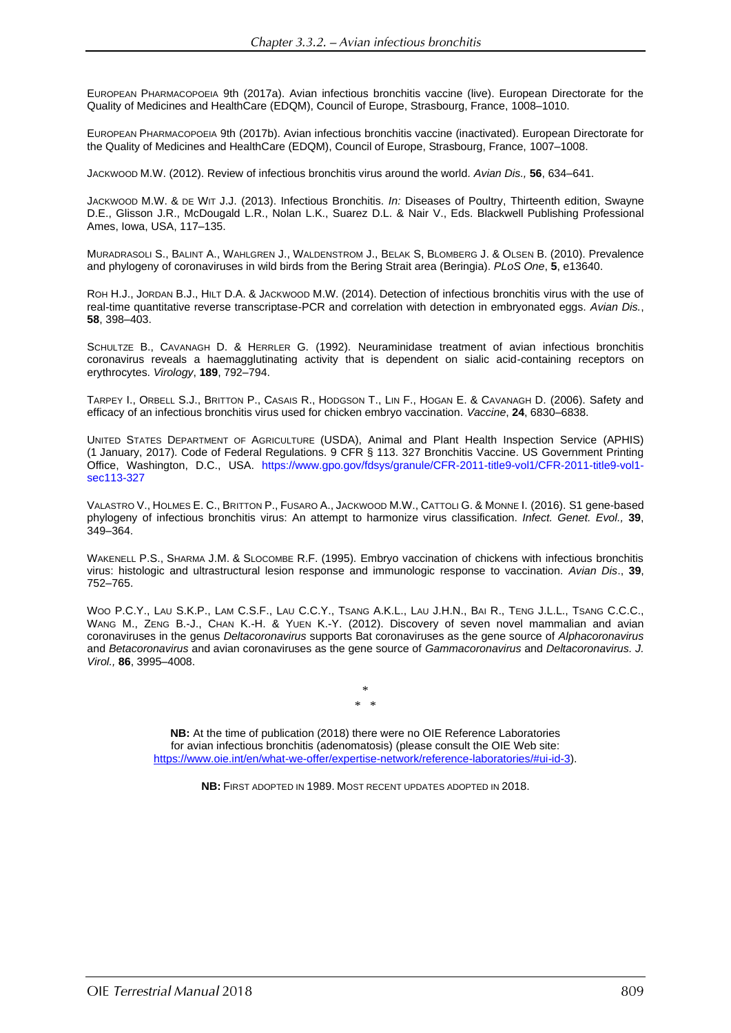EUROPEAN PHARMACOPOEIA 9th (2017a). Avian infectious bronchitis vaccine (live). European Directorate for the Quality of Medicines and HealthCare (EDQM), Council of Europe, Strasbourg, France, 1008–1010.

EUROPEAN PHARMACOPOEIA 9th (2017b). Avian infectious bronchitis vaccine (inactivated). European Directorate for the Quality of Medicines and HealthCare (EDQM), Council of Europe, Strasbourg, France, 1007–1008.

JACKWOOD M.W. (2012). Review of infectious bronchitis virus around the world. *Avian Dis.,* **56**, 634–641.

JACKWOOD M.W. & DE WIT J.J. (2013). Infectious Bronchitis. *In:* Diseases of Poultry, Thirteenth edition, Swayne D.E., Glisson J.R., McDougald L.R., Nolan L.K., Suarez D.L. & Nair V., Eds. Blackwell Publishing Professional Ames, Iowa, USA, 117–135.

MURADRASOLI S., BALINT A., WAHLGREN J., WALDENSTROM J., BELAK S, BLOMBERG J. & OLSEN B. (2010). Prevalence and phylogeny of coronaviruses in wild birds from the Bering Strait area (Beringia). *PLoS One*, **5**, e13640.

ROH H.J., JORDAN B.J., HILT D.A. & JACKWOOD M.W. (2014). Detection of infectious bronchitis virus with the use of real-time quantitative reverse transcriptase-PCR and correlation with detection in embryonated eggs. *Avian Dis.*, **58**, 398–403.

SCHULTZE B., CAVANAGH D. & HERRLER G. (1992). Neuraminidase treatment of avian infectious bronchitis coronavirus reveals a haemagglutinating activity that is dependent on sialic acid-containing receptors on erythrocytes. *Virology*, **189**, 792–794.

TARPEY I., ORBELL S.J., BRITTON P., CASAIS R., HODGSON T., LIN F., HOGAN E. & CAVANAGH D. (2006). Safety and efficacy of an infectious bronchitis virus used for chicken embryo vaccination. *Vaccine*, **24**, 6830–6838.

UNITED STATES DEPARTMENT OF AGRICULTURE (USDA), Animal and Plant Health Inspection Service (APHIS) (1 January, 2017). Code of Federal Regulations. 9 CFR § 113. 327 Bronchitis Vaccine. US Government Printing Office, Washington, D.C., USA. https://www.gpo.gov/fdsys/granule/CFR-2011-title9-vol1/CFR-2011-title9-vol1-sec113-327

VALASTRO V., HOLMES E. C., BRITTON P., FUSARO A., JACKWOOD M.W., CATTOLI G. & MONNE I. (2016). S1 gene-based phylogeny of infectious bronchitis virus: An attempt to harmonize virus classification. *Infect. Genet. Evol.,* **39**, 349–364.

WAKENELL P.S., SHARMA J.M. & SLOCOMBE R.F. (1995). Embryo vaccination of chickens with infectious bronchitis virus: histologic and ultrastructural lesion response and immunologic response to vaccination. *Avian Dis*., **39**, 752–765.

WOO P.C.Y., LAU S.K.P., LAM C.S.F., LAU C.C.Y., TSANG A.K.L., LAU J.H.N., BAI R., TENG J.L.L., TSANG C.C.C., WANG M., ZENG B.-J., CHAN K.-H. & YUEN K.-Y. (2012). Discovery of seven novel mammalian and avian coronaviruses in the genus *Deltacoronavirus* supports Bat coronaviruses as the gene source of *Alphacoronavirus* and *Betacoronavirus* and avian coronaviruses as the gene source of *Gammacoronavirus* and *Deltacoronavirus. J. Virol.,* **86**, 3995–4008.

\*

\* \*

**NB:** At the time of publication (2018) there were no OIE Reference Laboratories for avian infectious bronchitis (adenomatosis) (please consult the OIE Web site: https://www.oie.int/en/what-we-offer/expertise-network/reference-laboratories/#ui-id-3).

**NB:** FIRST ADOPTED IN 1989. MOST RECENT UPDATES ADOPTED IN 2018.